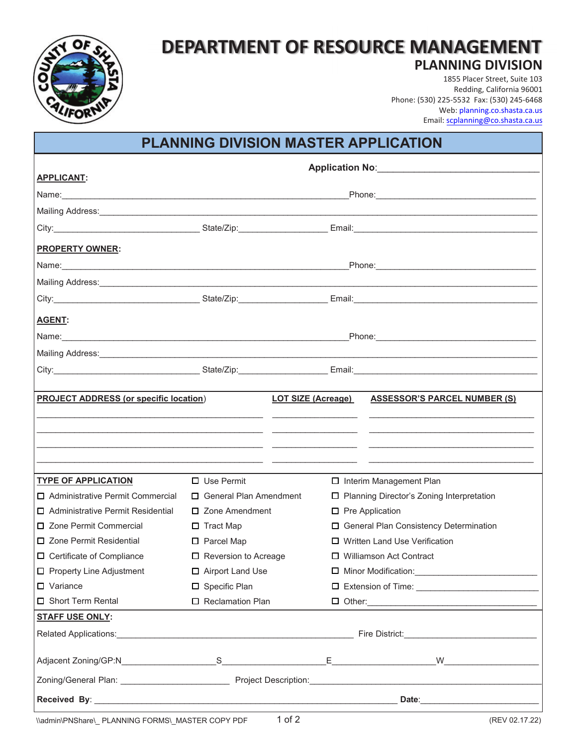# DEPARTMENT OF RESOURCE MANAGEMENT

## PLANNING DIVISION

1855 Placer Street, Suite 103
Redding, California 96001
Phone: (530) 225-5532 Fax: (530) 245-6468
Web: planning.co.shasta.ca.us
Email: scplanning@co.shasta.ca.us

## PLANNING DIVISION MASTER APPLICATION

**Application No**:______________________________

**APPLICANT:**

Name:____________________________________________ Phone:______________________________

Mailing Address:______________________________________________________________________

City:__________________________ State/Zip:________________ Email:______________________________

**PROPERTY OWNER:**

Name:____________________________________________ Phone:______________________________

Mailing Address:______________________________________________________________________

City:__________________________ State/Zip:________________ Email:______________________________

**AGENT:**

Name:____________________________________________ Phone:______________________________

Mailing Address:______________________________________________________________________

City:__________________________ State/Zip:________________ Email:______________________________

| PROJECT ADDRESS (or specific location) | LOT SIZE (Acreage) | ASSESSOR'S PARCEL NUMBER (S) |
|---|---|---|
| | | |
| | | |
| | | |
| | | |

**TYPE OF APPLICATION**

| | | |
|---|---|---|
| | ☐ Use Permit | ☐ Interim Management Plan |
| ☐ Administrative Permit Commercial | ☐ General Plan Amendment | ☐ Planning Director's Zoning Interpretation |
| ☐ Administrative Permit Residential | ☐ Zone Amendment | ☐ Pre Application |
| ☐ Zone Permit Commercial | ☐ Tract Map | ☐ General Plan Consistency Determination |
| ☐ Zone Permit Residential | ☐ Parcel Map | ☐ Written Land Use Verification |
| ☐ Certificate of Compliance | ☐ Reversion to Acreage | ☐ Williamson Act Contract |
| ☐ Property Line Adjustment | ☐ Airport Land Use | ☐ Minor Modification:____________________ |
| ☐ Variance | ☐ Specific Plan | ☐ Extension of Time: ____________________ |
| ☐ Short Term Rental | ☐ Reclamation Plan | ☐ Other:____________________ |

**STAFF USE ONLY:**

Related Applications:____________________________________ Fire District:______________________

Adjacent Zoning/GP:N________________S________________E________________W________________

Zoning/General Plan: ____________________ Project Description:______________________________

**Received By**: ______________________________________________ **Date**:______________________

\\admin\PNShare\_ PLANNING FORMS\_MASTER COPY PDF (REV 02.17.22)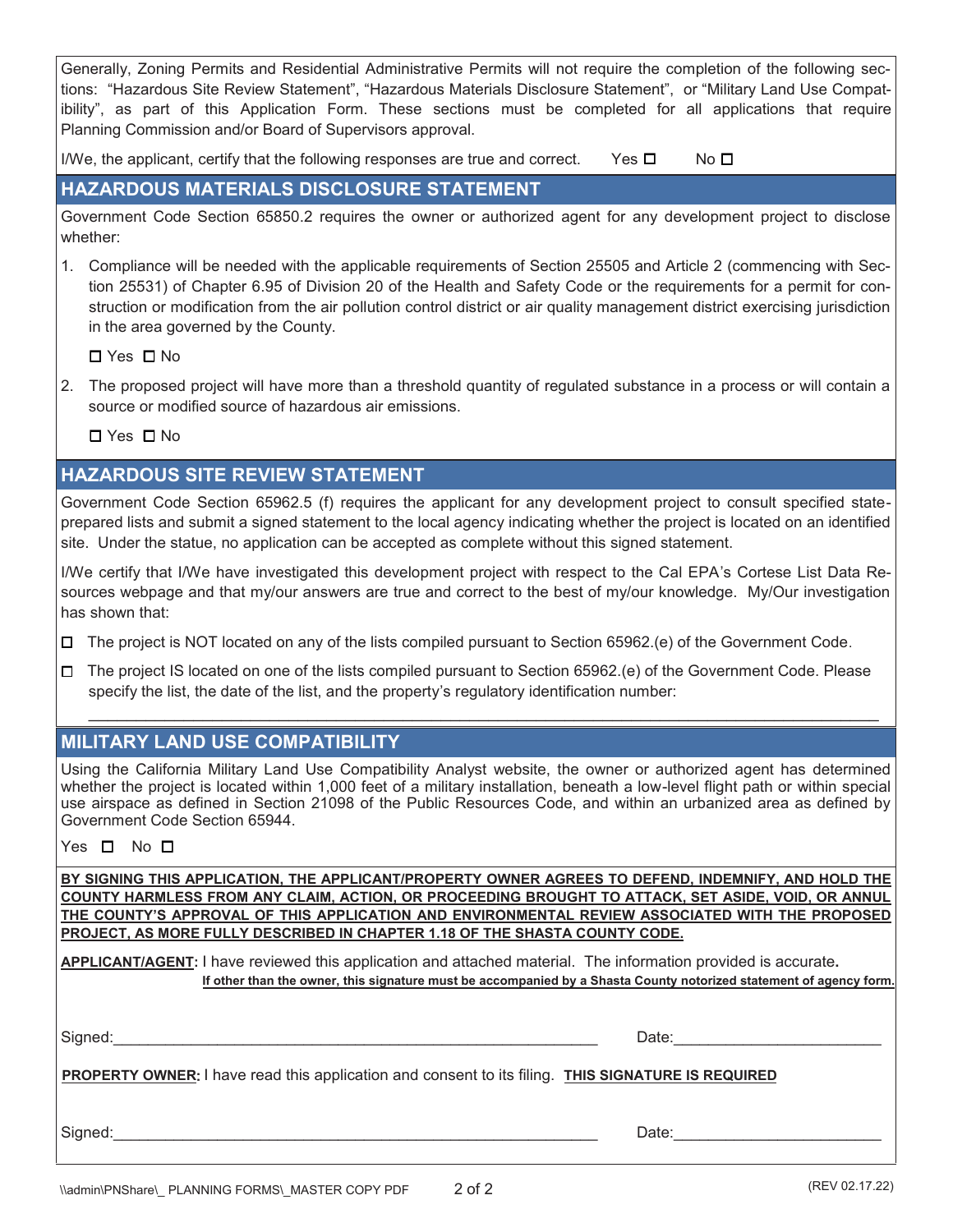Generally, Zoning Permits and Residential Administrative Permits will not require the completion of the following sections: "Hazardous Site Review Statement", "Hazardous Materials Disclosure Statement", or "Military Land Use Compatibility", as part of this Application Form. These sections must be completed for all applications that require Planning Commission and/or Board of Supervisors approval.

I/We, the applicant, certify that the following responses are true and correct. Yes ☐ No ☐

## HAZARDOUS MATERIALS DISCLOSURE STATEMENT

Government Code Section 65850.2 requires the owner or authorized agent for any development project to disclose whether:

1. Compliance will be needed with the applicable requirements of Section 25505 and Article 2 (commencing with Section 25531) of Chapter 6.95 of Division 20 of the Health and Safety Code or the requirements for a permit for construction or modification from the air pollution control district or air quality management district exercising jurisdiction in the area governed by the County.

   ☐ Yes ☐ No

2. The proposed project will have more than a threshold quantity of regulated substance in a process or will contain a source or modified source of hazardous air emissions.

   ☐ Yes ☐ No

## HAZARDOUS SITE REVIEW STATEMENT

Government Code Section 65962.5 (f) requires the applicant for any development project to consult specified state-prepared lists and submit a signed statement to the local agency indicating whether the project is located on an identified site. Under the statue, no application can be accepted as complete without this signed statement.

I/We certify that I/We have investigated this development project with respect to the Cal EPA's Cortese List Data Resources webpage and that my/our answers are true and correct to the best of my/our knowledge. My/Our investigation has shown that:

☐ The project is NOT located on any of the lists compiled pursuant to Section 65962.(e) of the Government Code.

☐ The project IS located on one of the lists compiled pursuant to Section 65962.(e) of the Government Code. Please specify the list, the date of the list, and the property's regulatory identification number:

______________________________________________________________________________

## MILITARY LAND USE COMPATIBILITY

Using the California Military Land Use Compatibility Analyst website, the owner or authorized agent has determined whether the project is located within 1,000 feet of a military installation, beneath a low-level flight path or within special use airspace as defined in Section 21098 of the Public Resources Code, and within an urbanized area as defined by Government Code Section 65944.

Yes ☐ No ☐

**BY SIGNING THIS APPLICATION, THE APPLICANT/PROPERTY OWNER AGREES TO DEFEND, INDEMNIFY, AND HOLD THE COUNTY HARMLESS FROM ANY CLAIM, ACTION, OR PROCEEDING BROUGHT TO ATTACK, SET ASIDE, VOID, OR ANNUL THE COUNTY'S APPROVAL OF THIS APPLICATION AND ENVIRONMENTAL REVIEW ASSOCIATED WITH THE PROPOSED PROJECT, AS MORE FULLY DESCRIBED IN CHAPTER 1.18 OF THE SHASTA COUNTY CODE.**

**APPLICANT/AGENT:** I have reviewed this application and attached material. The information provided is accurate.
**If other than the owner, this signature must be accompanied by a Shasta County notorized statement of agency form.**

Signed:____________________________________________ Date:____________________

**PROPERTY OWNER:** I have read this application and consent to its filing. **THIS SIGNATURE IS REQUIRED**

Signed:____________________________________________ Date:____________________

\\admin\PNShare\_ PLANNING FORMS\_MASTER COPY PDF (REV 02.17.22)